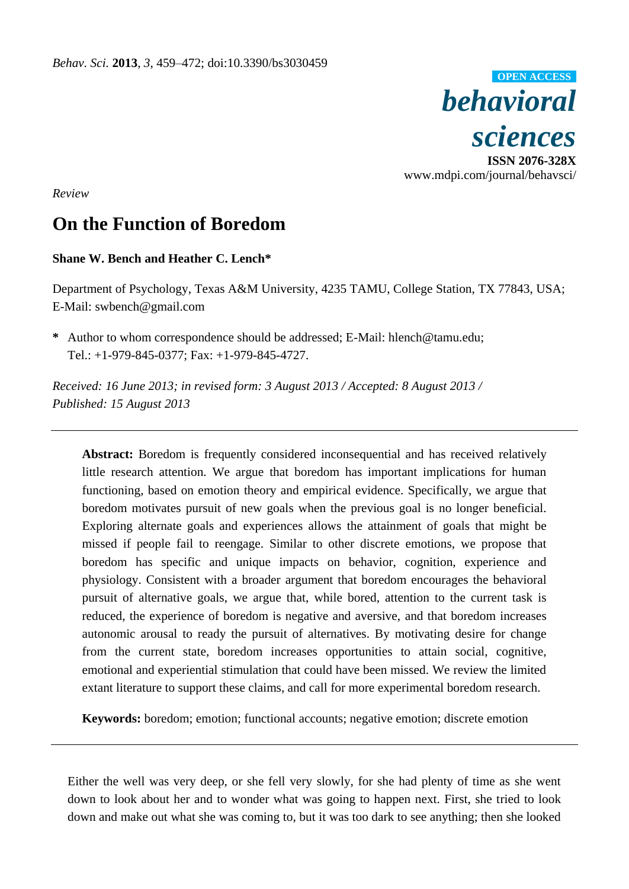*Review*

# On the Function of Boredom

**Shane W. Bench and Heather C. Lench***

Department of Psychology, Texas A&M University, 4235 TAMU, College Station, TX 77843, USA; E-Mail: swbench@gmail.com

**\*** Author to whom correspondence should be addressed; E-Mail: hlench@tamu.edu; Tel.: +1-979-845-0377; Fax: +1-979-845-4727.

*Received: 16 June 2013; in revised form: 3 August 2013 / Accepted: 8 August 2013 / Published: 15 August 2013*

---

**Abstract:** Boredom is frequently considered inconsequential and has received relatively little research attention. We argue that boredom has important implications for human functioning, based on emotion theory and empirical evidence. Specifically, we argue that boredom motivates pursuit of new goals when the previous goal is no longer beneficial. Exploring alternate goals and experiences allows the attainment of goals that might be missed if people fail to reengage. Similar to other discrete emotions, we propose that boredom has specific and unique impacts on behavior, cognition, experience and physiology. Consistent with a broader argument that boredom encourages the behavioral pursuit of alternative goals, we argue that, while bored, attention to the current task is reduced, the experience of boredom is negative and aversive, and that boredom increases autonomic arousal to ready the pursuit of alternatives. By motivating desire for change from the current state, boredom increases opportunities to attain social, cognitive, emotional and experiential stimulation that could have been missed. We review the limited extant literature to support these claims, and call for more experimental boredom research.

**Keywords:** boredom; emotion; functional accounts; negative emotion; discrete emotion

---

Either the well was very deep, or she fell very slowly, for she had plenty of time as she went down to look about her and to wonder what was going to happen next. First, she tried to look down and make out what she was coming to, but it was too dark to see anything; then she looked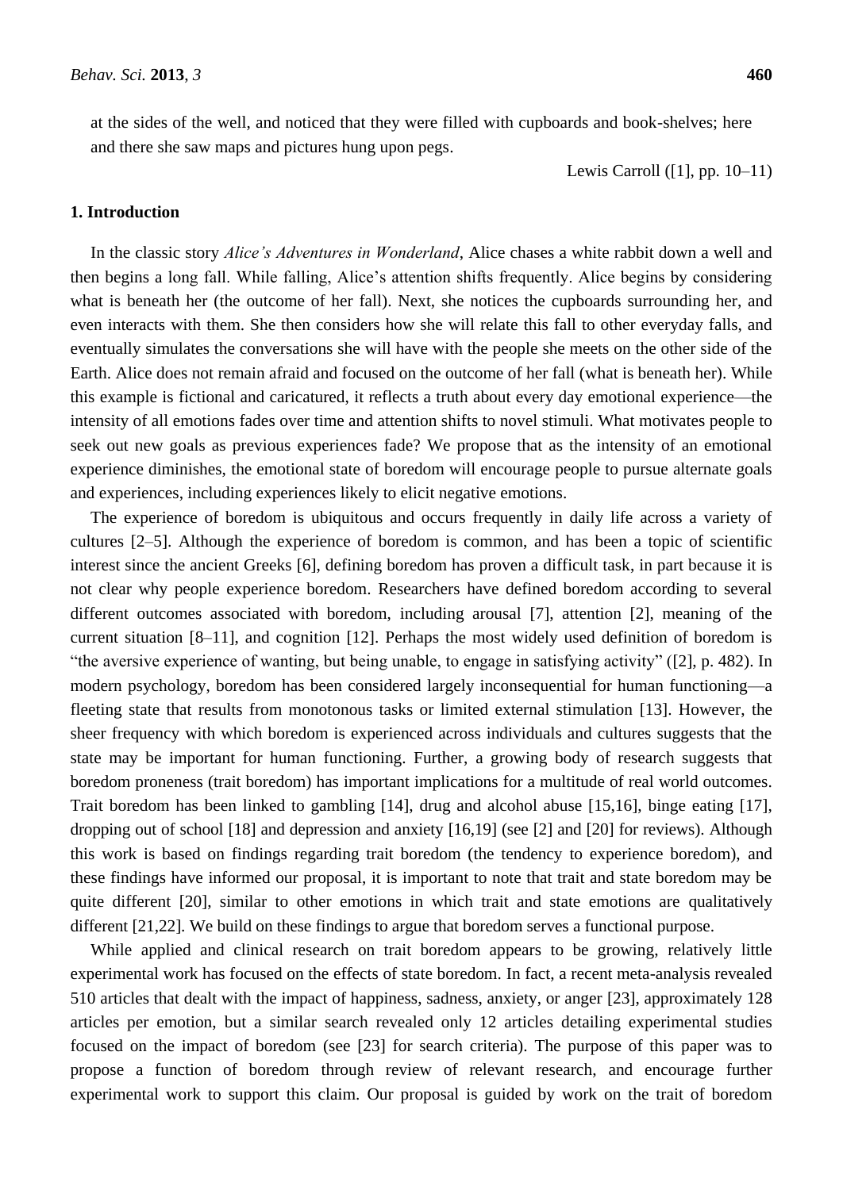at the sides of the well, and noticed that they were filled with cupboards and book-shelves; here and there she saw maps and pictures hung upon pegs.

Lewis Carroll ([1], pp. 10–11)

## 1. Introduction

In the classic story *Alice's Adventures in Wonderland*, Alice chases a white rabbit down a well and then begins a long fall. While falling, Alice's attention shifts frequently. Alice begins by considering what is beneath her (the outcome of her fall). Next, she notices the cupboards surrounding her, and even interacts with them. She then considers how she will relate this fall to other everyday falls, and eventually simulates the conversations she will have with the people she meets on the other side of the Earth. Alice does not remain afraid and focused on the outcome of her fall (what is beneath her). While this example is fictional and caricatured, it reflects a truth about every day emotional experience—the intensity of all emotions fades over time and attention shifts to novel stimuli. What motivates people to seek out new goals as previous experiences fade? We propose that as the intensity of an emotional experience diminishes, the emotional state of boredom will encourage people to pursue alternate goals and experiences, including experiences likely to elicit negative emotions.

The experience of boredom is ubiquitous and occurs frequently in daily life across a variety of cultures [2–5]. Although the experience of boredom is common, and has been a topic of scientific interest since the ancient Greeks [6], defining boredom has proven a difficult task, in part because it is not clear why people experience boredom. Researchers have defined boredom according to several different outcomes associated with boredom, including arousal [7], attention [2], meaning of the current situation [8–11], and cognition [12]. Perhaps the most widely used definition of boredom is "the aversive experience of wanting, but being unable, to engage in satisfying activity" ([2], p. 482). In modern psychology, boredom has been considered largely inconsequential for human functioning—a fleeting state that results from monotonous tasks or limited external stimulation [13]. However, the sheer frequency with which boredom is experienced across individuals and cultures suggests that the state may be important for human functioning. Further, a growing body of research suggests that boredom proneness (trait boredom) has important implications for a multitude of real world outcomes. Trait boredom has been linked to gambling [14], drug and alcohol abuse [15,16], binge eating [17], dropping out of school [18] and depression and anxiety [16,19] (see [2] and [20] for reviews). Although this work is based on findings regarding trait boredom (the tendency to experience boredom), and these findings have informed our proposal, it is important to note that trait and state boredom may be quite different [20], similar to other emotions in which trait and state emotions are qualitatively different [21,22]. We build on these findings to argue that boredom serves a functional purpose.

While applied and clinical research on trait boredom appears to be growing, relatively little experimental work has focused on the effects of state boredom. In fact, a recent meta-analysis revealed 510 articles that dealt with the impact of happiness, sadness, anxiety, or anger [23], approximately 128 articles per emotion, but a similar search revealed only 12 articles detailing experimental studies focused on the impact of boredom (see [23] for search criteria). The purpose of this paper was to propose a function of boredom through review of relevant research, and encourage further experimental work to support this claim. Our proposal is guided by work on the trait of boredom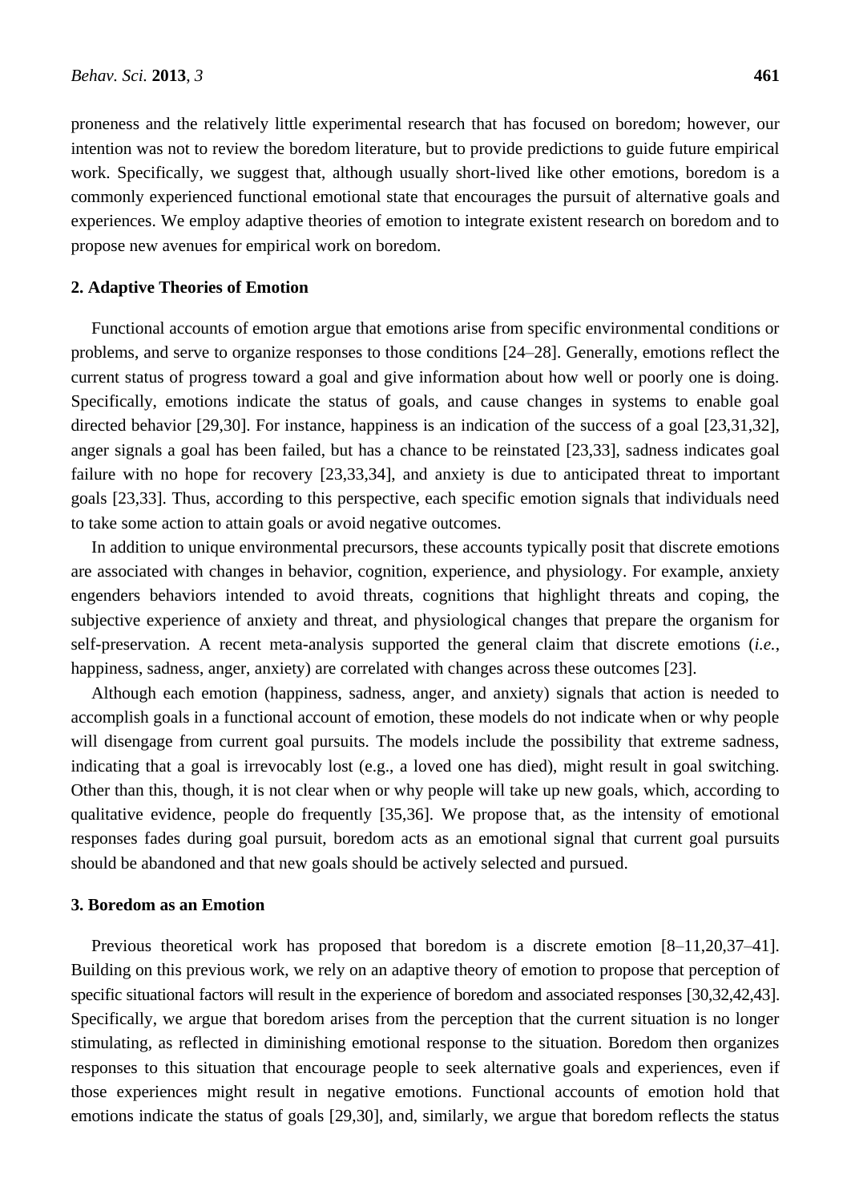proneness and the relatively little experimental research that has focused on boredom; however, our intention was not to review the boredom literature, but to provide predictions to guide future empirical work. Specifically, we suggest that, although usually short-lived like other emotions, boredom is a commonly experienced functional emotional state that encourages the pursuit of alternative goals and experiences. We employ adaptive theories of emotion to integrate existent research on boredom and to propose new avenues for empirical work on boredom.

## 2. Adaptive Theories of Emotion

Functional accounts of emotion argue that emotions arise from specific environmental conditions or problems, and serve to organize responses to those conditions [24–28]. Generally, emotions reflect the current status of progress toward a goal and give information about how well or poorly one is doing. Specifically, emotions indicate the status of goals, and cause changes in systems to enable goal directed behavior [29,30]. For instance, happiness is an indication of the success of a goal [23,31,32], anger signals a goal has been failed, but has a chance to be reinstated [23,33], sadness indicates goal failure with no hope for recovery [23,33,34], and anxiety is due to anticipated threat to important goals [23,33]. Thus, according to this perspective, each specific emotion signals that individuals need to take some action to attain goals or avoid negative outcomes.

In addition to unique environmental precursors, these accounts typically posit that discrete emotions are associated with changes in behavior, cognition, experience, and physiology. For example, anxiety engenders behaviors intended to avoid threats, cognitions that highlight threats and coping, the subjective experience of anxiety and threat, and physiological changes that prepare the organism for self-preservation. A recent meta-analysis supported the general claim that discrete emotions (*i.e.*, happiness, sadness, anger, anxiety) are correlated with changes across these outcomes [23].

Although each emotion (happiness, sadness, anger, and anxiety) signals that action is needed to accomplish goals in a functional account of emotion, these models do not indicate when or why people will disengage from current goal pursuits. The models include the possibility that extreme sadness, indicating that a goal is irrevocably lost (e.g., a loved one has died), might result in goal switching. Other than this, though, it is not clear when or why people will take up new goals, which, according to qualitative evidence, people do frequently [35,36]. We propose that, as the intensity of emotional responses fades during goal pursuit, boredom acts as an emotional signal that current goal pursuits should be abandoned and that new goals should be actively selected and pursued.

## 3. Boredom as an Emotion

Previous theoretical work has proposed that boredom is a discrete emotion [8–11,20,37–41]. Building on this previous work, we rely on an adaptive theory of emotion to propose that perception of specific situational factors will result in the experience of boredom and associated responses [30,32,42,43]. Specifically, we argue that boredom arises from the perception that the current situation is no longer stimulating, as reflected in diminishing emotional response to the situation. Boredom then organizes responses to this situation that encourage people to seek alternative goals and experiences, even if those experiences might result in negative emotions. Functional accounts of emotion hold that emotions indicate the status of goals [29,30], and, similarly, we argue that boredom reflects the status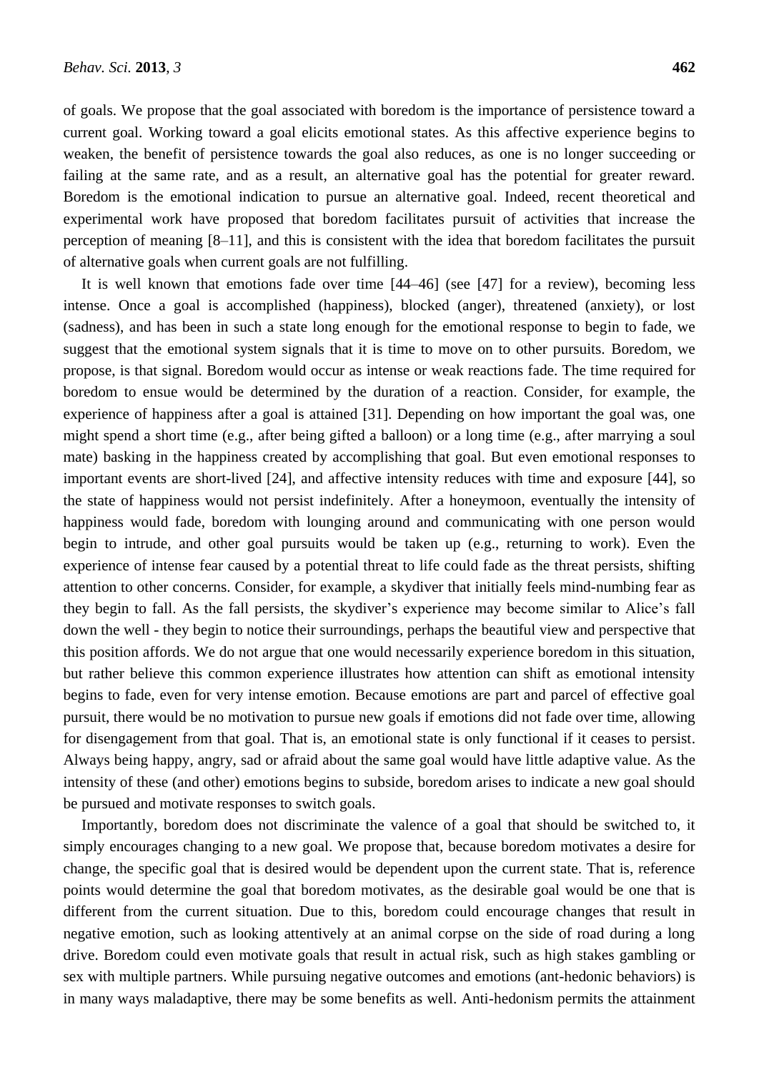of goals. We propose that the goal associated with boredom is the importance of persistence toward a current goal. Working toward a goal elicits emotional states. As this affective experience begins to weaken, the benefit of persistence towards the goal also reduces, as one is no longer succeeding or failing at the same rate, and as a result, an alternative goal has the potential for greater reward. Boredom is the emotional indication to pursue an alternative goal. Indeed, recent theoretical and experimental work have proposed that boredom facilitates pursuit of activities that increase the perception of meaning [8–11], and this is consistent with the idea that boredom facilitates the pursuit of alternative goals when current goals are not fulfilling.

It is well known that emotions fade over time [44–46] (see [47] for a review), becoming less intense. Once a goal is accomplished (happiness), blocked (anger), threatened (anxiety), or lost (sadness), and has been in such a state long enough for the emotional response to begin to fade, we suggest that the emotional system signals that it is time to move on to other pursuits. Boredom, we propose, is that signal. Boredom would occur as intense or weak reactions fade. The time required for boredom to ensue would be determined by the duration of a reaction. Consider, for example, the experience of happiness after a goal is attained [31]. Depending on how important the goal was, one might spend a short time (e.g., after being gifted a balloon) or a long time (e.g., after marrying a soul mate) basking in the happiness created by accomplishing that goal. But even emotional responses to important events are short-lived [24], and affective intensity reduces with time and exposure [44], so the state of happiness would not persist indefinitely. After a honeymoon, eventually the intensity of happiness would fade, boredom with lounging around and communicating with one person would begin to intrude, and other goal pursuits would be taken up (e.g., returning to work). Even the experience of intense fear caused by a potential threat to life could fade as the threat persists, shifting attention to other concerns. Consider, for example, a skydiver that initially feels mind-numbing fear as they begin to fall. As the fall persists, the skydiver's experience may become similar to Alice's fall down the well - they begin to notice their surroundings, perhaps the beautiful view and perspective that this position affords. We do not argue that one would necessarily experience boredom in this situation, but rather believe this common experience illustrates how attention can shift as emotional intensity begins to fade, even for very intense emotion. Because emotions are part and parcel of effective goal pursuit, there would be no motivation to pursue new goals if emotions did not fade over time, allowing for disengagement from that goal. That is, an emotional state is only functional if it ceases to persist. Always being happy, angry, sad or afraid about the same goal would have little adaptive value. As the intensity of these (and other) emotions begins to subside, boredom arises to indicate a new goal should be pursued and motivate responses to switch goals.

Importantly, boredom does not discriminate the valence of a goal that should be switched to, it simply encourages changing to a new goal. We propose that, because boredom motivates a desire for change, the specific goal that is desired would be dependent upon the current state. That is, reference points would determine the goal that boredom motivates, as the desirable goal would be one that is different from the current situation. Due to this, boredom could encourage changes that result in negative emotion, such as looking attentively at an animal corpse on the side of road during a long drive. Boredom could even motivate goals that result in actual risk, such as high stakes gambling or sex with multiple partners. While pursuing negative outcomes and emotions (ant-hedonic behaviors) is in many ways maladaptive, there may be some benefits as well. Anti-hedonism permits the attainment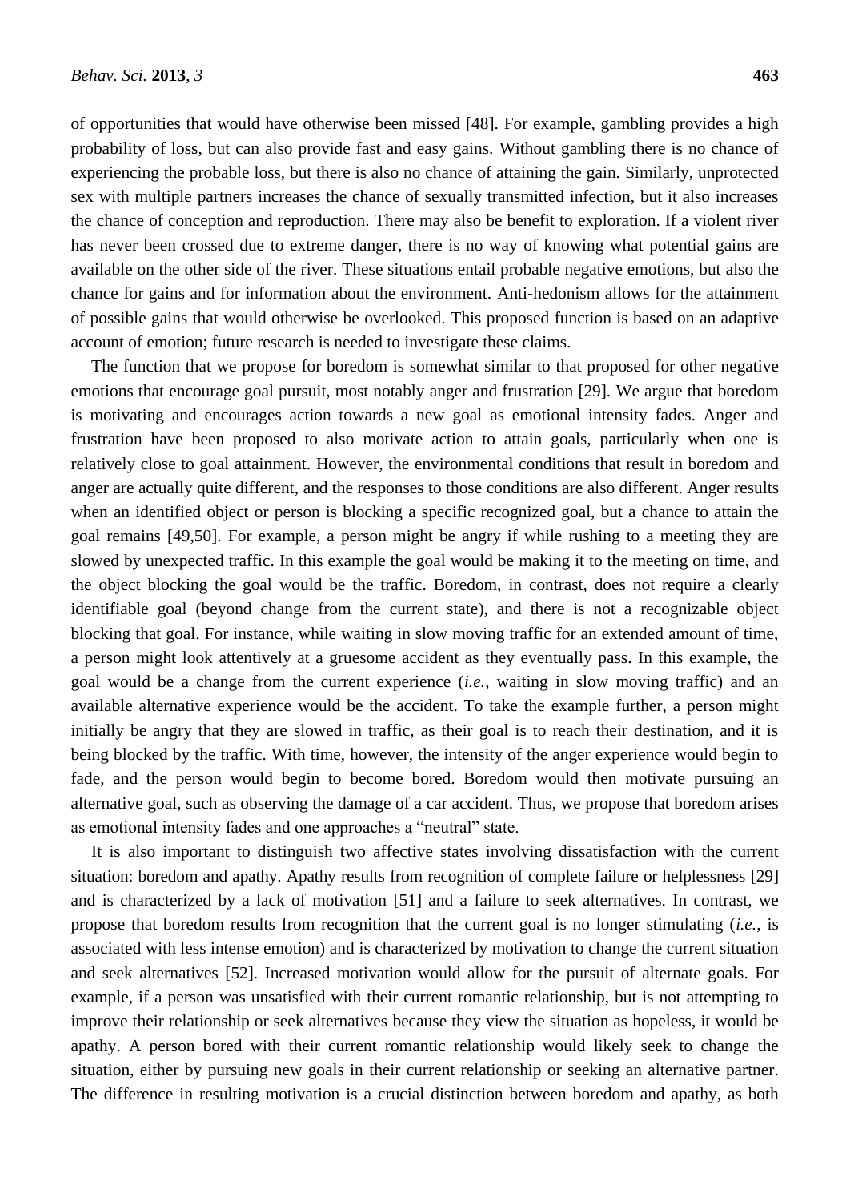of opportunities that would have otherwise been missed [48]. For example, gambling provides a high probability of loss, but can also provide fast and easy gains. Without gambling there is no chance of experiencing the probable loss, but there is also no chance of attaining the gain. Similarly, unprotected sex with multiple partners increases the chance of sexually transmitted infection, but it also increases the chance of conception and reproduction. There may also be benefit to exploration. If a violent river has never been crossed due to extreme danger, there is no way of knowing what potential gains are available on the other side of the river. These situations entail probable negative emotions, but also the chance for gains and for information about the environment. Anti-hedonism allows for the attainment of possible gains that would otherwise be overlooked. This proposed function is based on an adaptive account of emotion; future research is needed to investigate these claims.

The function that we propose for boredom is somewhat similar to that proposed for other negative emotions that encourage goal pursuit, most notably anger and frustration [29]. We argue that boredom is motivating and encourages action towards a new goal as emotional intensity fades. Anger and frustration have been proposed to also motivate action to attain goals, particularly when one is relatively close to goal attainment. However, the environmental conditions that result in boredom and anger are actually quite different, and the responses to those conditions are also different. Anger results when an identified object or person is blocking a specific recognized goal, but a chance to attain the goal remains [49,50]. For example, a person might be angry if while rushing to a meeting they are slowed by unexpected traffic. In this example the goal would be making it to the meeting on time, and the object blocking the goal would be the traffic. Boredom, in contrast, does not require a clearly identifiable goal (beyond change from the current state), and there is not a recognizable object blocking that goal. For instance, while waiting in slow moving traffic for an extended amount of time, a person might look attentively at a gruesome accident as they eventually pass. In this example, the goal would be a change from the current experience (*i.e.*, waiting in slow moving traffic) and an available alternative experience would be the accident. To take the example further, a person might initially be angry that they are slowed in traffic, as their goal is to reach their destination, and it is being blocked by the traffic. With time, however, the intensity of the anger experience would begin to fade, and the person would begin to become bored. Boredom would then motivate pursuing an alternative goal, such as observing the damage of a car accident. Thus, we propose that boredom arises as emotional intensity fades and one approaches a "neutral" state.

It is also important to distinguish two affective states involving dissatisfaction with the current situation: boredom and apathy. Apathy results from recognition of complete failure or helplessness [29] and is characterized by a lack of motivation [51] and a failure to seek alternatives. In contrast, we propose that boredom results from recognition that the current goal is no longer stimulating (*i.e.*, is associated with less intense emotion) and is characterized by motivation to change the current situation and seek alternatives [52]. Increased motivation would allow for the pursuit of alternate goals. For example, if a person was unsatisfied with their current romantic relationship, but is not attempting to improve their relationship or seek alternatives because they view the situation as hopeless, it would be apathy. A person bored with their current romantic relationship would likely seek to change the situation, either by pursuing new goals in their current relationship or seeking an alternative partner. The difference in resulting motivation is a crucial distinction between boredom and apathy, as both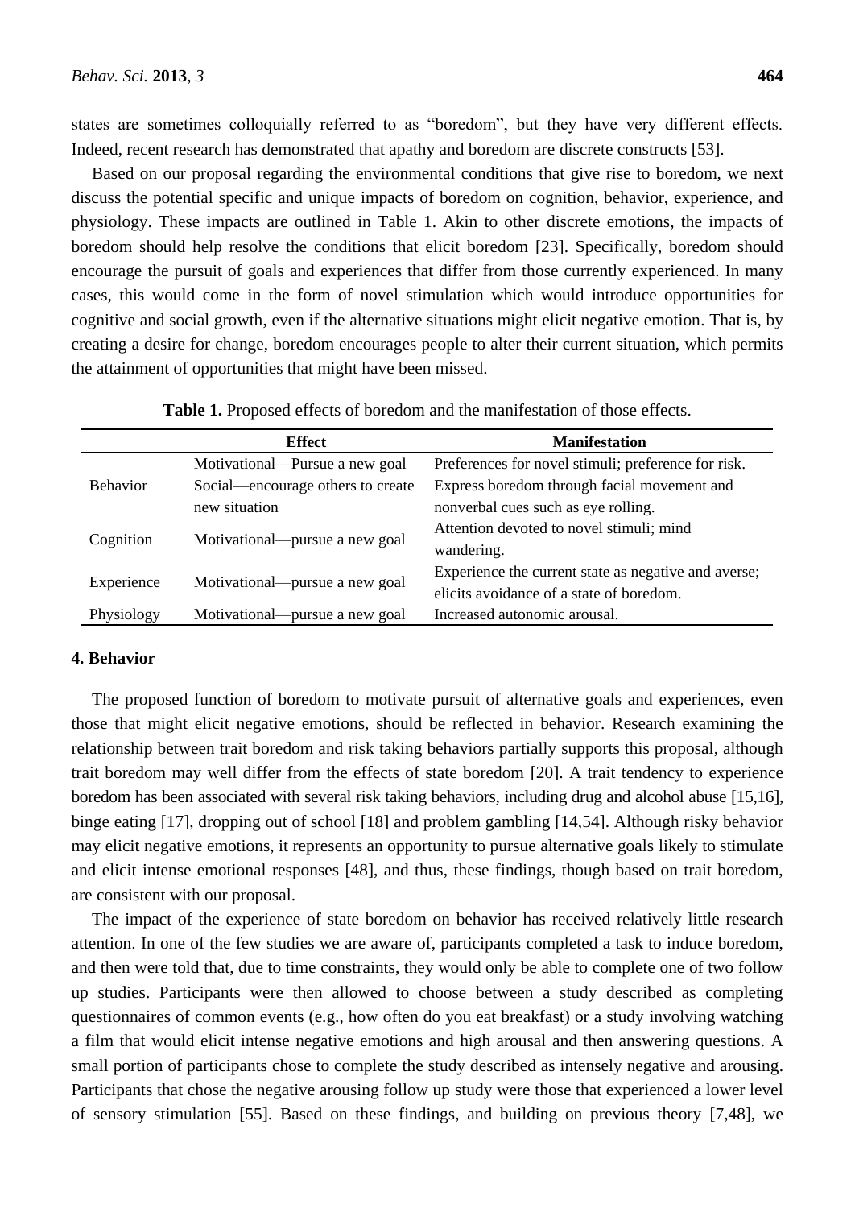states are sometimes colloquially referred to as "boredom", but they have very different effects. Indeed, recent research has demonstrated that apathy and boredom are discrete constructs [53].

Based on our proposal regarding the environmental conditions that give rise to boredom, we next discuss the potential specific and unique impacts of boredom on cognition, behavior, experience, and physiology. These impacts are outlined in Table 1. Akin to other discrete emotions, the impacts of boredom should help resolve the conditions that elicit boredom [23]. Specifically, boredom should encourage the pursuit of goals and experiences that differ from those currently experienced. In many cases, this would come in the form of novel stimulation which would introduce opportunities for cognitive and social growth, even if the alternative situations might elicit negative emotion. That is, by creating a desire for change, boredom encourages people to alter their current situation, which permits the attainment of opportunities that might have been missed.

**Table 1.** Proposed effects of boredom and the manifestation of those effects.

| | Effect | Manifestation |
|---|---|---|
| Behavior | Motivational—Pursue a new goal | Preferences for novel stimuli; preference for risk. |
| | Social—encourage others to create new situation | Express boredom through facial movement and nonverbal cues such as eye rolling. |
| Cognition | Motivational—pursue a new goal | Attention devoted to novel stimuli; mind wandering. |
| Experience | Motivational—pursue a new goal | Experience the current state as negative and averse; elicits avoidance of a state of boredom. |
| Physiology | Motivational—pursue a new goal | Increased autonomic arousal. |

## 4. Behavior

The proposed function of boredom to motivate pursuit of alternative goals and experiences, even those that might elicit negative emotions, should be reflected in behavior. Research examining the relationship between trait boredom and risk taking behaviors partially supports this proposal, although trait boredom may well differ from the effects of state boredom [20]. A trait tendency to experience boredom has been associated with several risk taking behaviors, including drug and alcohol abuse [15,16], binge eating [17], dropping out of school [18] and problem gambling [14,54]. Although risky behavior may elicit negative emotions, it represents an opportunity to pursue alternative goals likely to stimulate and elicit intense emotional responses [48], and thus, these findings, though based on trait boredom, are consistent with our proposal.

The impact of the experience of state boredom on behavior has received relatively little research attention. In one of the few studies we are aware of, participants completed a task to induce boredom, and then were told that, due to time constraints, they would only be able to complete one of two follow up studies. Participants were then allowed to choose between a study described as completing questionnaires of common events (e.g., how often do you eat breakfast) or a study involving watching a film that would elicit intense negative emotions and high arousal and then answering questions. A small portion of participants chose to complete the study described as intensely negative and arousing. Participants that chose the negative arousing follow up study were those that experienced a lower level of sensory stimulation [55]. Based on these findings, and building on previous theory [7,48], we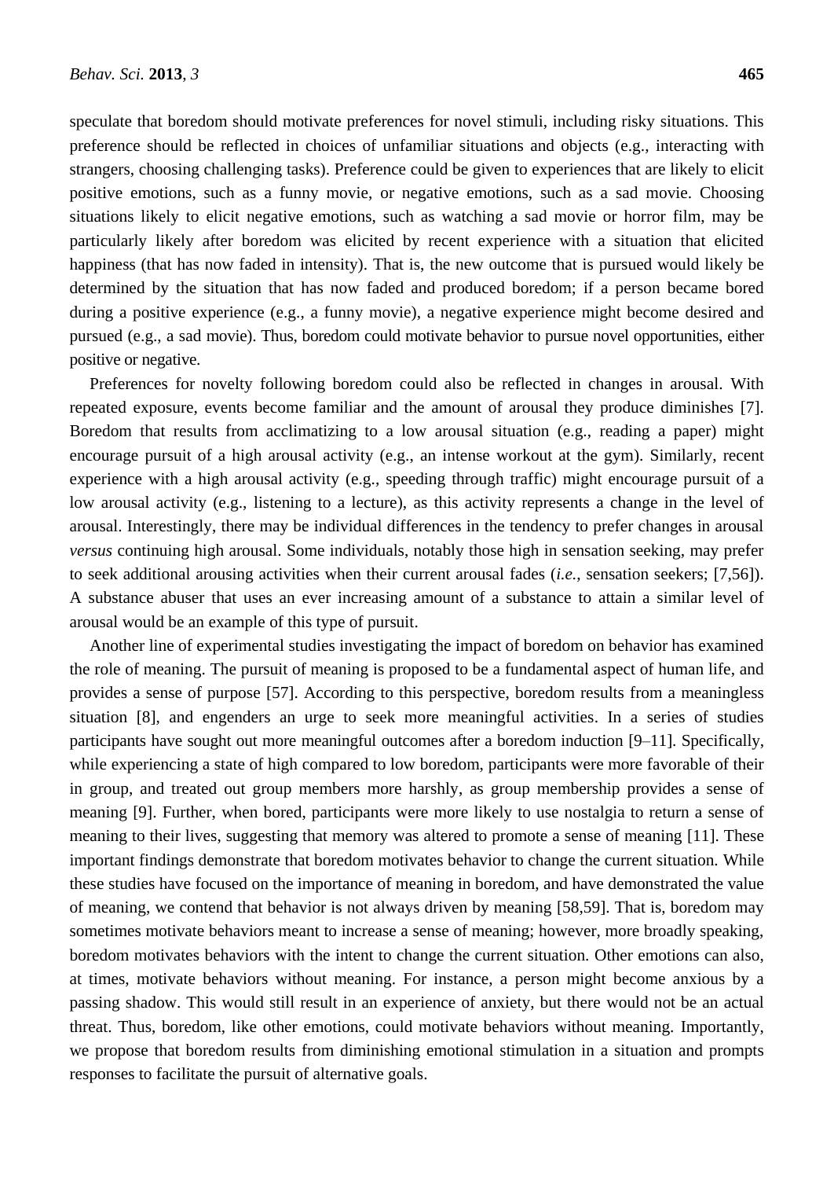speculate that boredom should motivate preferences for novel stimuli, including risky situations. This preference should be reflected in choices of unfamiliar situations and objects (e.g., interacting with strangers, choosing challenging tasks). Preference could be given to experiences that are likely to elicit positive emotions, such as a funny movie, or negative emotions, such as a sad movie. Choosing situations likely to elicit negative emotions, such as watching a sad movie or horror film, may be particularly likely after boredom was elicited by recent experience with a situation that elicited happiness (that has now faded in intensity). That is, the new outcome that is pursued would likely be determined by the situation that has now faded and produced boredom; if a person became bored during a positive experience (e.g., a funny movie), a negative experience might become desired and pursued (e.g., a sad movie). Thus, boredom could motivate behavior to pursue novel opportunities, either positive or negative.

Preferences for novelty following boredom could also be reflected in changes in arousal. With repeated exposure, events become familiar and the amount of arousal they produce diminishes [7]. Boredom that results from acclimatizing to a low arousal situation (e.g., reading a paper) might encourage pursuit of a high arousal activity (e.g., an intense workout at the gym). Similarly, recent experience with a high arousal activity (e.g., speeding through traffic) might encourage pursuit of a low arousal activity (e.g., listening to a lecture), as this activity represents a change in the level of arousal. Interestingly, there may be individual differences in the tendency to prefer changes in arousal *versus* continuing high arousal. Some individuals, notably those high in sensation seeking, may prefer to seek additional arousing activities when their current arousal fades (*i.e.*, sensation seekers; [7,56]). A substance abuser that uses an ever increasing amount of a substance to attain a similar level of arousal would be an example of this type of pursuit.

Another line of experimental studies investigating the impact of boredom on behavior has examined the role of meaning. The pursuit of meaning is proposed to be a fundamental aspect of human life, and provides a sense of purpose [57]. According to this perspective, boredom results from a meaningless situation [8], and engenders an urge to seek more meaningful activities. In a series of studies participants have sought out more meaningful outcomes after a boredom induction [9–11]. Specifically, while experiencing a state of high compared to low boredom, participants were more favorable of their in group, and treated out group members more harshly, as group membership provides a sense of meaning [9]. Further, when bored, participants were more likely to use nostalgia to return a sense of meaning to their lives, suggesting that memory was altered to promote a sense of meaning [11]. These important findings demonstrate that boredom motivates behavior to change the current situation. While these studies have focused on the importance of meaning in boredom, and have demonstrated the value of meaning, we contend that behavior is not always driven by meaning [58,59]. That is, boredom may sometimes motivate behaviors meant to increase a sense of meaning; however, more broadly speaking, boredom motivates behaviors with the intent to change the current situation. Other emotions can also, at times, motivate behaviors without meaning. For instance, a person might become anxious by a passing shadow. This would still result in an experience of anxiety, but there would not be an actual threat. Thus, boredom, like other emotions, could motivate behaviors without meaning. Importantly, we propose that boredom results from diminishing emotional stimulation in a situation and prompts responses to facilitate the pursuit of alternative goals.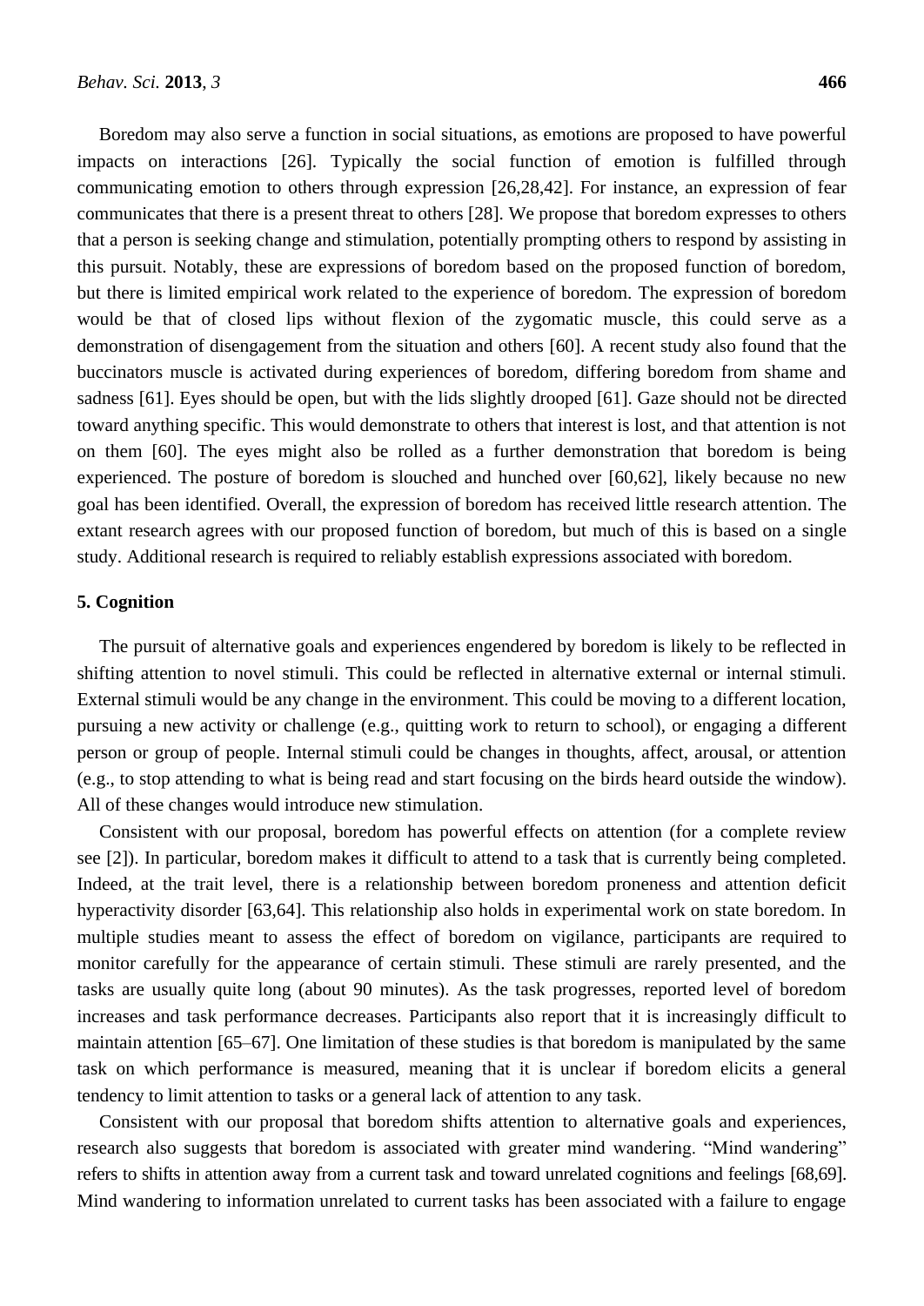Boredom may also serve a function in social situations, as emotions are proposed to have powerful impacts on interactions [26]. Typically the social function of emotion is fulfilled through communicating emotion to others through expression [26,28,42]. For instance, an expression of fear communicates that there is a present threat to others [28]. We propose that boredom expresses to others that a person is seeking change and stimulation, potentially prompting others to respond by assisting in this pursuit. Notably, these are expressions of boredom based on the proposed function of boredom, but there is limited empirical work related to the experience of boredom. The expression of boredom would be that of closed lips without flexion of the zygomatic muscle, this could serve as a demonstration of disengagement from the situation and others [60]. A recent study also found that the buccinators muscle is activated during experiences of boredom, differing boredom from shame and sadness [61]. Eyes should be open, but with the lids slightly drooped [61]. Gaze should not be directed toward anything specific. This would demonstrate to others that interest is lost, and that attention is not on them [60]. The eyes might also be rolled as a further demonstration that boredom is being experienced. The posture of boredom is slouched and hunched over [60,62], likely because no new goal has been identified. Overall, the expression of boredom has received little research attention. The extant research agrees with our proposed function of boredom, but much of this is based on a single study. Additional research is required to reliably establish expressions associated with boredom.

## 5. Cognition

The pursuit of alternative goals and experiences engendered by boredom is likely to be reflected in shifting attention to novel stimuli. This could be reflected in alternative external or internal stimuli. External stimuli would be any change in the environment. This could be moving to a different location, pursuing a new activity or challenge (e.g., quitting work to return to school), or engaging a different person or group of people. Internal stimuli could be changes in thoughts, affect, arousal, or attention (e.g., to stop attending to what is being read and start focusing on the birds heard outside the window). All of these changes would introduce new stimulation.

Consistent with our proposal, boredom has powerful effects on attention (for a complete review see [2]). In particular, boredom makes it difficult to attend to a task that is currently being completed. Indeed, at the trait level, there is a relationship between boredom proneness and attention deficit hyperactivity disorder [63,64]. This relationship also holds in experimental work on state boredom. In multiple studies meant to assess the effect of boredom on vigilance, participants are required to monitor carefully for the appearance of certain stimuli. These stimuli are rarely presented, and the tasks are usually quite long (about 90 minutes). As the task progresses, reported level of boredom increases and task performance decreases. Participants also report that it is increasingly difficult to maintain attention [65–67]. One limitation of these studies is that boredom is manipulated by the same task on which performance is measured, meaning that it is unclear if boredom elicits a general tendency to limit attention to tasks or a general lack of attention to any task.

Consistent with our proposal that boredom shifts attention to alternative goals and experiences, research also suggests that boredom is associated with greater mind wandering. "Mind wandering" refers to shifts in attention away from a current task and toward unrelated cognitions and feelings [68,69]. Mind wandering to information unrelated to current tasks has been associated with a failure to engage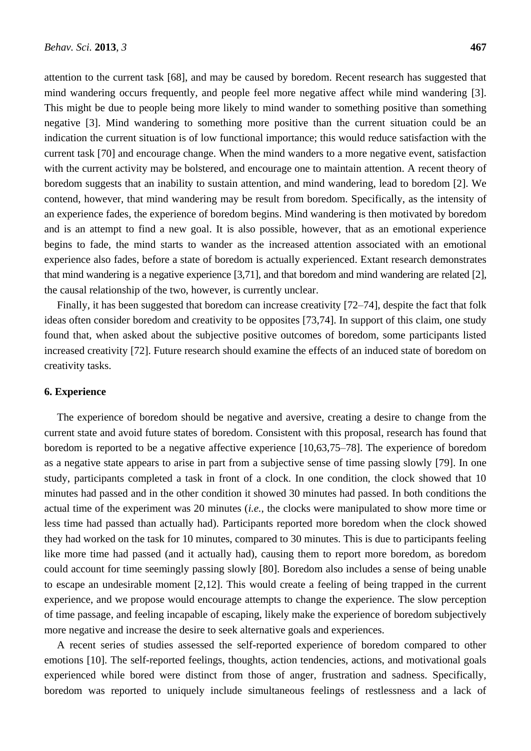attention to the current task [68], and may be caused by boredom. Recent research has suggested that mind wandering occurs frequently, and people feel more negative affect while mind wandering [3]. This might be due to people being more likely to mind wander to something positive than something negative [3]. Mind wandering to something more positive than the current situation could be an indication the current situation is of low functional importance; this would reduce satisfaction with the current task [70] and encourage change. When the mind wanders to a more negative event, satisfaction with the current activity may be bolstered, and encourage one to maintain attention. A recent theory of boredom suggests that an inability to sustain attention, and mind wandering, lead to boredom [2]. We contend, however, that mind wandering may be result from boredom. Specifically, as the intensity of an experience fades, the experience of boredom begins. Mind wandering is then motivated by boredom and is an attempt to find a new goal. It is also possible, however, that as an emotional experience begins to fade, the mind starts to wander as the increased attention associated with an emotional experience also fades, before a state of boredom is actually experienced. Extant research demonstrates that mind wandering is a negative experience [3,71], and that boredom and mind wandering are related [2], the causal relationship of the two, however, is currently unclear.

Finally, it has been suggested that boredom can increase creativity [72–74], despite the fact that folk ideas often consider boredom and creativity to be opposites [73,74]. In support of this claim, one study found that, when asked about the subjective positive outcomes of boredom, some participants listed increased creativity [72]. Future research should examine the effects of an induced state of boredom on creativity tasks.

## 6. Experience

The experience of boredom should be negative and aversive, creating a desire to change from the current state and avoid future states of boredom. Consistent with this proposal, research has found that boredom is reported to be a negative affective experience [10,63,75–78]. The experience of boredom as a negative state appears to arise in part from a subjective sense of time passing slowly [79]. In one study, participants completed a task in front of a clock. In one condition, the clock showed that 10 minutes had passed and in the other condition it showed 30 minutes had passed. In both conditions the actual time of the experiment was 20 minutes (*i.e.*, the clocks were manipulated to show more time or less time had passed than actually had). Participants reported more boredom when the clock showed they had worked on the task for 10 minutes, compared to 30 minutes. This is due to participants feeling like more time had passed (and it actually had), causing them to report more boredom, as boredom could account for time seemingly passing slowly [80]. Boredom also includes a sense of being unable to escape an undesirable moment [2,12]. This would create a feeling of being trapped in the current experience, and we propose would encourage attempts to change the experience. The slow perception of time passage, and feeling incapable of escaping, likely make the experience of boredom subjectively more negative and increase the desire to seek alternative goals and experiences.

A recent series of studies assessed the self-reported experience of boredom compared to other emotions [10]. The self-reported feelings, thoughts, action tendencies, actions, and motivational goals experienced while bored were distinct from those of anger, frustration and sadness. Specifically, boredom was reported to uniquely include simultaneous feelings of restlessness and a lack of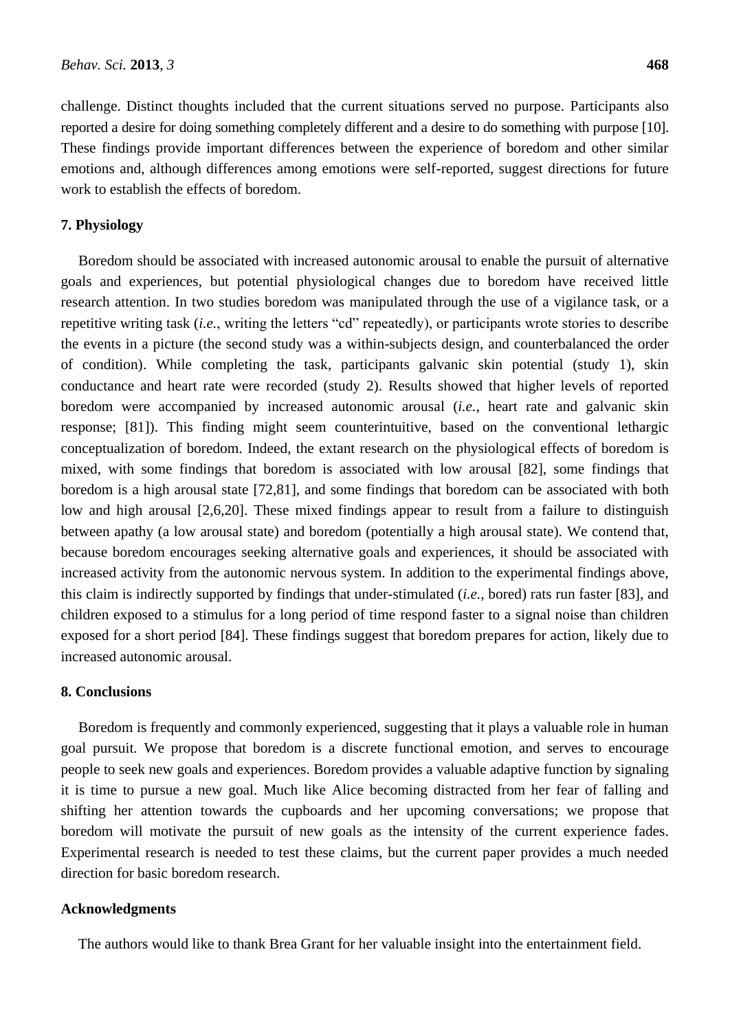challenge. Distinct thoughts included that the current situations served no purpose. Participants also reported a desire for doing something completely different and a desire to do something with purpose [10]. These findings provide important differences between the experience of boredom and other similar emotions and, although differences among emotions were self-reported, suggest directions for future work to establish the effects of boredom.

## 7. Physiology

Boredom should be associated with increased autonomic arousal to enable the pursuit of alternative goals and experiences, but potential physiological changes due to boredom have received little research attention. In two studies boredom was manipulated through the use of a vigilance task, or a repetitive writing task (*i.e.*, writing the letters "cd" repeatedly), or participants wrote stories to describe the events in a picture (the second study was a within-subjects design, and counterbalanced the order of condition). While completing the task, participants galvanic skin potential (study 1), skin conductance and heart rate were recorded (study 2). Results showed that higher levels of reported boredom were accompanied by increased autonomic arousal (*i.e.*, heart rate and galvanic skin response; [81]). This finding might seem counterintuitive, based on the conventional lethargic conceptualization of boredom. Indeed, the extant research on the physiological effects of boredom is mixed, with some findings that boredom is associated with low arousal [82], some findings that boredom is a high arousal state [72,81], and some findings that boredom can be associated with both low and high arousal [2,6,20]. These mixed findings appear to result from a failure to distinguish between apathy (a low arousal state) and boredom (potentially a high arousal state). We contend that, because boredom encourages seeking alternative goals and experiences, it should be associated with increased activity from the autonomic nervous system. In addition to the experimental findings above, this claim is indirectly supported by findings that under-stimulated (*i.e.*, bored) rats run faster [83], and children exposed to a stimulus for a long period of time respond faster to a signal noise than children exposed for a short period [84]. These findings suggest that boredom prepares for action, likely due to increased autonomic arousal.

## 8. Conclusions

Boredom is frequently and commonly experienced, suggesting that it plays a valuable role in human goal pursuit. We propose that boredom is a discrete functional emotion, and serves to encourage people to seek new goals and experiences. Boredom provides a valuable adaptive function by signaling it is time to pursue a new goal. Much like Alice becoming distracted from her fear of falling and shifting her attention towards the cupboards and her upcoming conversations; we propose that boredom will motivate the pursuit of new goals as the intensity of the current experience fades. Experimental research is needed to test these claims, but the current paper provides a much needed direction for basic boredom research.

## Acknowledgments

The authors would like to thank Brea Grant for her valuable insight into the entertainment field.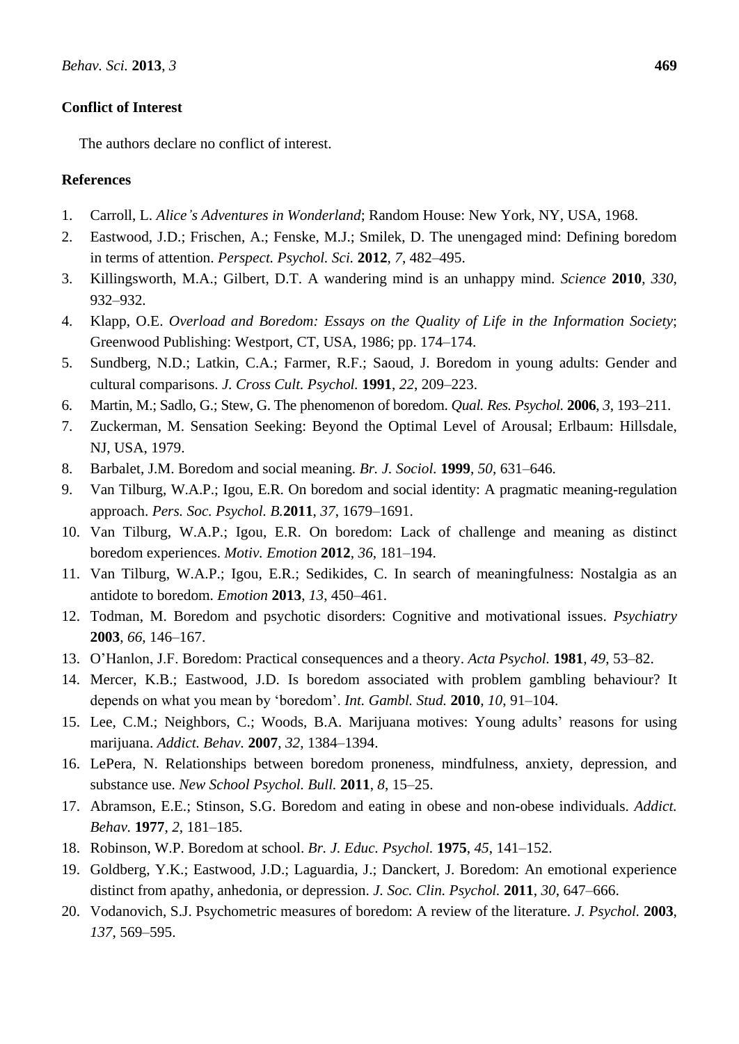## Conflict of Interest

The authors declare no conflict of interest.

## References

1. Carroll, L. *Alice's Adventures in Wonderland*; Random House: New York, NY, USA, 1968.
2. Eastwood, J.D.; Frischen, A.; Fenske, M.J.; Smilek, D. The unengaged mind: Defining boredom in terms of attention. *Perspect. Psychol. Sci.* **2012**, *7*, 482–495.
3. Killingsworth, M.A.; Gilbert, D.T. A wandering mind is an unhappy mind. *Science* **2010**, *330*, 932–932.
4. Klapp, O.E. *Overload and Boredom: Essays on the Quality of Life in the Information Society*; Greenwood Publishing: Westport, CT, USA, 1986; pp. 174–174.
5. Sundberg, N.D.; Latkin, C.A.; Farmer, R.F.; Saoud, J. Boredom in young adults: Gender and cultural comparisons. *J. Cross Cult. Psychol.* **1991**, *22*, 209–223.
6. Martin, M.; Sadlo, G.; Stew, G. The phenomenon of boredom. *Qual. Res. Psychol.* **2006**, *3*, 193–211.
7. Zuckerman, M. Sensation Seeking: Beyond the Optimal Level of Arousal; Erlbaum: Hillsdale, NJ, USA, 1979.
8. Barbalet, J.M. Boredom and social meaning. *Br. J. Sociol.* **1999**, *50*, 631–646.
9. Van Tilburg, W.A.P.; Igou, E.R. On boredom and social identity: A pragmatic meaning-regulation approach. *Pers. Soc. Psychol. B.***2011**, *37*, 1679–1691.
10. Van Tilburg, W.A.P.; Igou, E.R. On boredom: Lack of challenge and meaning as distinct boredom experiences. *Motiv. Emotion* **2012**, *36*, 181–194.
11. Van Tilburg, W.A.P.; Igou, E.R.; Sedikides, C. In search of meaningfulness: Nostalgia as an antidote to boredom. *Emotion* **2013**, *13*, 450–461.
12. Todman, M. Boredom and psychotic disorders: Cognitive and motivational issues. *Psychiatry* **2003**, *66*, 146–167.
13. O'Hanlon, J.F. Boredom: Practical consequences and a theory. *Acta Psychol.* **1981**, *49*, 53–82.
14. Mercer, K.B.; Eastwood, J.D. Is boredom associated with problem gambling behaviour? It depends on what you mean by 'boredom'. *Int. Gambl. Stud.* **2010**, *10*, 91–104.
15. Lee, C.M.; Neighbors, C.; Woods, B.A. Marijuana motives: Young adults' reasons for using marijuana. *Addict. Behav.* **2007**, *32*, 1384–1394.
16. LePera, N. Relationships between boredom proneness, mindfulness, anxiety, depression, and substance use. *New School Psychol. Bull.* **2011**, *8*, 15–25.
17. Abramson, E.E.; Stinson, S.G. Boredom and eating in obese and non-obese individuals. *Addict. Behav.* **1977**, *2*, 181–185.
18. Robinson, W.P. Boredom at school. *Br. J. Educ. Psychol.* **1975**, *45*, 141–152.
19. Goldberg, Y.K.; Eastwood, J.D.; Laguardia, J.; Danckert, J. Boredom: An emotional experience distinct from apathy, anhedonia, or depression. *J. Soc. Clin. Psychol.* **2011**, *30*, 647–666.
20. Vodanovich, S.J. Psychometric measures of boredom: A review of the literature. *J. Psychol.* **2003**, *137*, 569–595.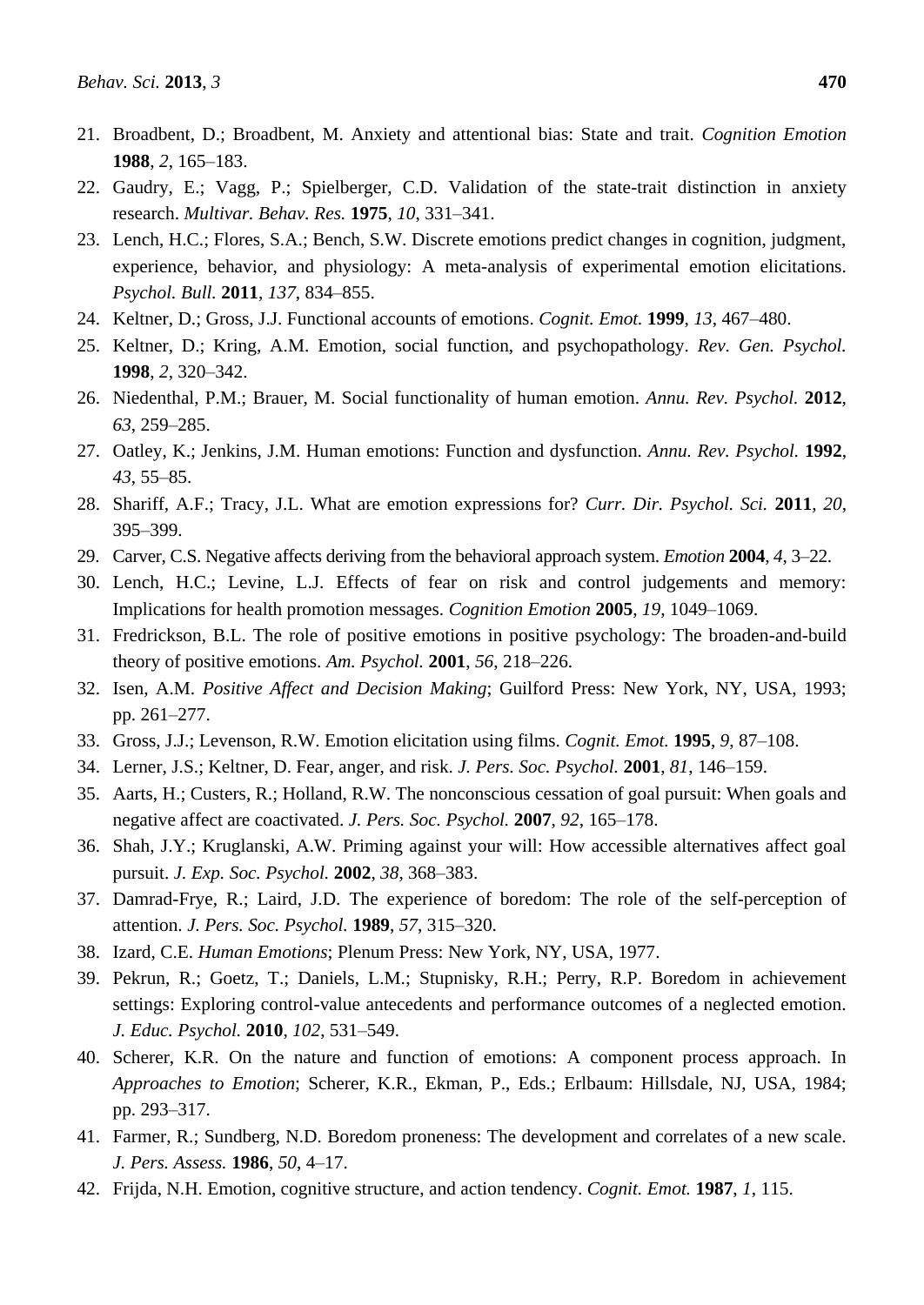21. Broadbent, D.; Broadbent, M. Anxiety and attentional bias: State and trait. *Cognition Emotion* **1988**, *2*, 165–183.
22. Gaudry, E.; Vagg, P.; Spielberger, C.D. Validation of the state-trait distinction in anxiety research. *Multivar. Behav. Res.* **1975**, *10*, 331–341.
23. Lench, H.C.; Flores, S.A.; Bench, S.W. Discrete emotions predict changes in cognition, judgment, experience, behavior, and physiology: A meta-analysis of experimental emotion elicitations. *Psychol. Bull.* **2011**, *137*, 834–855.
24. Keltner, D.; Gross, J.J. Functional accounts of emotions. *Cognit. Emot.* **1999**, *13*, 467–480.
25. Keltner, D.; Kring, A.M. Emotion, social function, and psychopathology. *Rev. Gen. Psychol.* **1998**, *2*, 320–342.
26. Niedenthal, P.M.; Brauer, M. Social functionality of human emotion. *Annu. Rev. Psychol.* **2012**, *63*, 259–285.
27. Oatley, K.; Jenkins, J.M. Human emotions: Function and dysfunction. *Annu. Rev. Psychol.* **1992**, *43*, 55–85.
28. Shariff, A.F.; Tracy, J.L. What are emotion expressions for? *Curr. Dir. Psychol. Sci.* **2011**, *20*, 395–399.
29. Carver, C.S. Negative affects deriving from the behavioral approach system. *Emotion* **2004**, *4*, 3–22.
30. Lench, H.C.; Levine, L.J. Effects of fear on risk and control judgements and memory: Implications for health promotion messages. *Cognition Emotion* **2005**, *19*, 1049–1069.
31. Fredrickson, B.L. The role of positive emotions in positive psychology: The broaden-and-build theory of positive emotions. *Am. Psychol.* **2001**, *56*, 218–226.
32. Isen, A.M. *Positive Affect and Decision Making*; Guilford Press: New York, NY, USA, 1993; pp. 261–277.
33. Gross, J.J.; Levenson, R.W. Emotion elicitation using films. *Cognit. Emot.* **1995**, *9*, 87–108.
34. Lerner, J.S.; Keltner, D. Fear, anger, and risk. *J. Pers. Soc. Psychol.* **2001**, *81*, 146–159.
35. Aarts, H.; Custers, R.; Holland, R.W. The nonconscious cessation of goal pursuit: When goals and negative affect are coactivated. *J. Pers. Soc. Psychol.* **2007**, *92*, 165–178.
36. Shah, J.Y.; Kruglanski, A.W. Priming against your will: How accessible alternatives affect goal pursuit. *J. Exp. Soc. Psychol.* **2002**, *38*, 368–383.
37. Damrad-Frye, R.; Laird, J.D. The experience of boredom: The role of the self-perception of attention. *J. Pers. Soc. Psychol.* **1989**, *57*, 315–320.
38. Izard, C.E. *Human Emotions*; Plenum Press: New York, NY, USA, 1977.
39. Pekrun, R.; Goetz, T.; Daniels, L.M.; Stupnisky, R.H.; Perry, R.P. Boredom in achievement settings: Exploring control-value antecedents and performance outcomes of a neglected emotion. *J. Educ. Psychol.* **2010**, *102*, 531–549.
40. Scherer, K.R. On the nature and function of emotions: A component process approach. In *Approaches to Emotion*; Scherer, K.R., Ekman, P., Eds.; Erlbaum: Hillsdale, NJ, USA, 1984; pp. 293–317.
41. Farmer, R.; Sundberg, N.D. Boredom proneness: The development and correlates of a new scale. *J. Pers. Assess.* **1986**, *50*, 4–17.
42. Frijda, N.H. Emotion, cognitive structure, and action tendency. *Cognit. Emot.* **1987**, *1*, 115.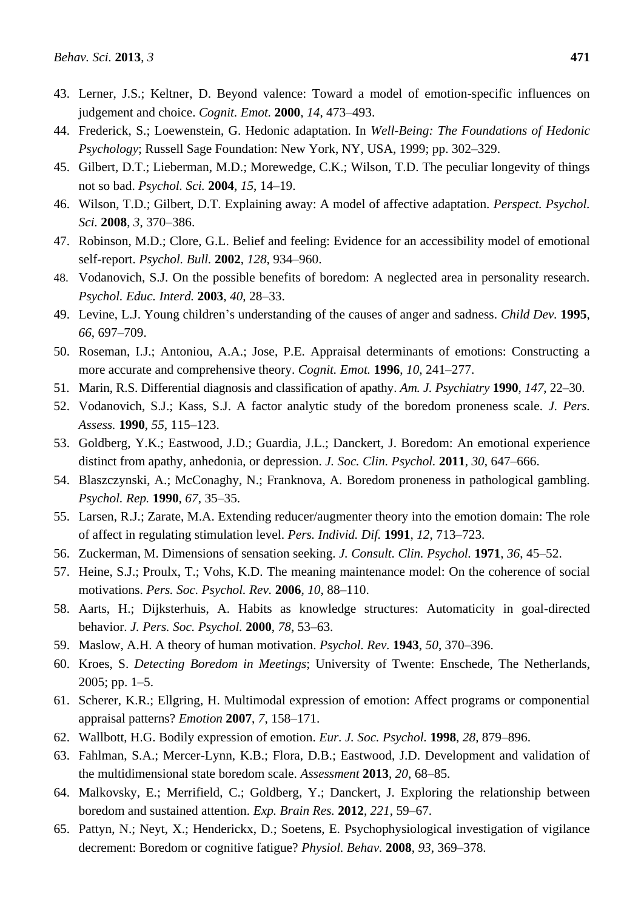43. Lerner, J.S.; Keltner, D. Beyond valence: Toward a model of emotion-specific influences on judgement and choice. *Cognit. Emot.* **2000**, *14*, 473–493.
44. Frederick, S.; Loewenstein, G. Hedonic adaptation. In *Well-Being: The Foundations of Hedonic Psychology*; Russell Sage Foundation: New York, NY, USA, 1999; pp. 302–329.
45. Gilbert, D.T.; Lieberman, M.D.; Morewedge, C.K.; Wilson, T.D. The peculiar longevity of things not so bad. *Psychol. Sci.* **2004**, *15*, 14–19.
46. Wilson, T.D.; Gilbert, D.T. Explaining away: A model of affective adaptation. *Perspect. Psychol. Sci.* **2008**, *3*, 370–386.
47. Robinson, M.D.; Clore, G.L. Belief and feeling: Evidence for an accessibility model of emotional self-report. *Psychol. Bull.* **2002**, *128*, 934–960.
48. Vodanovich, S.J. On the possible benefits of boredom: A neglected area in personality research. *Psychol. Educ. Interd.* **2003**, *40*, 28–33.
49. Levine, L.J. Young children's understanding of the causes of anger and sadness. *Child Dev.* **1995**, *66*, 697–709.
50. Roseman, I.J.; Antoniou, A.A.; Jose, P.E. Appraisal determinants of emotions: Constructing a more accurate and comprehensive theory. *Cognit. Emot.* **1996**, *10*, 241–277.
51. Marin, R.S. Differential diagnosis and classification of apathy. *Am. J. Psychiatry* **1990**, *147*, 22–30.
52. Vodanovich, S.J.; Kass, S.J. A factor analytic study of the boredom proneness scale. *J. Pers. Assess.* **1990**, *55*, 115–123.
53. Goldberg, Y.K.; Eastwood, J.D.; Guardia, J.L.; Danckert, J. Boredom: An emotional experience distinct from apathy, anhedonia, or depression. *J. Soc. Clin. Psychol.* **2011**, *30*, 647–666.
54. Blaszczynski, A.; McConaghy, N.; Franknova, A. Boredom proneness in pathological gambling. *Psychol. Rep.* **1990**, *67*, 35–35.
55. Larsen, R.J.; Zarate, M.A. Extending reducer/augmenter theory into the emotion domain: The role of affect in regulating stimulation level. *Pers. Individ. Dif.* **1991**, *12*, 713–723.
56. Zuckerman, M. Dimensions of sensation seeking. *J. Consult. Clin. Psychol.* **1971**, *36*, 45–52.
57. Heine, S.J.; Proulx, T.; Vohs, K.D. The meaning maintenance model: On the coherence of social motivations. *Pers. Soc. Psychol. Rev.* **2006**, *10*, 88–110.
58. Aarts, H.; Dijksterhuis, A. Habits as knowledge structures: Automaticity in goal-directed behavior. *J. Pers. Soc. Psychol.* **2000**, *78*, 53–63.
59. Maslow, A.H. A theory of human motivation. *Psychol. Rev.* **1943**, *50*, 370–396.
60. Kroes, S. *Detecting Boredom in Meetings*; University of Twente: Enschede, The Netherlands, 2005; pp. 1–5.
61. Scherer, K.R.; Ellgring, H. Multimodal expression of emotion: Affect programs or componential appraisal patterns? *Emotion* **2007**, *7*, 158–171.
62. Wallbott, H.G. Bodily expression of emotion. *Eur. J. Soc. Psychol.* **1998**, *28*, 879–896.
63. Fahlman, S.A.; Mercer-Lynn, K.B.; Flora, D.B.; Eastwood, J.D. Development and validation of the multidimensional state boredom scale. *Assessment* **2013**, *20*, 68–85.
64. Malkovsky, E.; Merrifield, C.; Goldberg, Y.; Danckert, J. Exploring the relationship between boredom and sustained attention. *Exp. Brain Res.* **2012**, *221*, 59–67.
65. Pattyn, N.; Neyt, X.; Henderickx, D.; Soetens, E. Psychophysiological investigation of vigilance decrement: Boredom or cognitive fatigue? *Physiol. Behav.* **2008**, *93*, 369–378.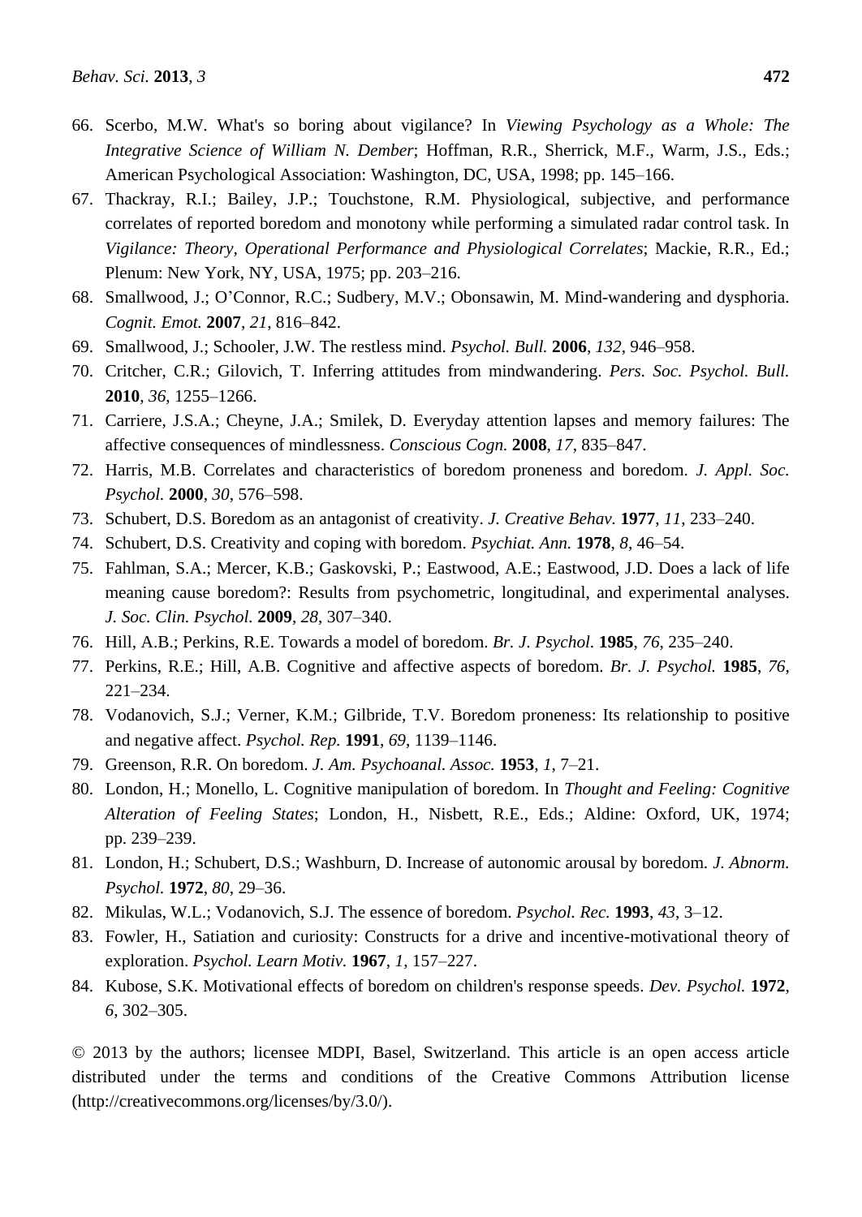66. Scerbo, M.W. What's so boring about vigilance? In *Viewing Psychology as a Whole: The Integrative Science of William N. Dember*; Hoffman, R.R., Sherrick, M.F., Warm, J.S., Eds.; American Psychological Association: Washington, DC, USA, 1998; pp. 145–166.
67. Thackray, R.I.; Bailey, J.P.; Touchstone, R.M. Physiological, subjective, and performance correlates of reported boredom and monotony while performing a simulated radar control task. In *Vigilance: Theory, Operational Performance and Physiological Correlates*; Mackie, R.R., Ed.; Plenum: New York, NY, USA, 1975; pp. 203–216.
68. Smallwood, J.; O'Connor, R.C.; Sudbery, M.V.; Obonsawin, M. Mind-wandering and dysphoria. *Cognit. Emot.* **2007**, *21*, 816–842.
69. Smallwood, J.; Schooler, J.W. The restless mind. *Psychol. Bull.* **2006**, *132*, 946–958.
70. Critcher, C.R.; Gilovich, T. Inferring attitudes from mindwandering. *Pers. Soc. Psychol. Bull.* **2010**, *36*, 1255–1266.
71. Carriere, J.S.A.; Cheyne, J.A.; Smilek, D. Everyday attention lapses and memory failures: The affective consequences of mindlessness. *Conscious Cogn.* **2008**, *17*, 835–847.
72. Harris, M.B. Correlates and characteristics of boredom proneness and boredom. *J. Appl. Soc. Psychol.* **2000**, *30*, 576–598.
73. Schubert, D.S. Boredom as an antagonist of creativity. *J. Creative Behav.* **1977**, *11*, 233–240.
74. Schubert, D.S. Creativity and coping with boredom. *Psychiat. Ann.* **1978**, *8*, 46–54.
75. Fahlman, S.A.; Mercer, K.B.; Gaskovski, P.; Eastwood, A.E.; Eastwood, J.D. Does a lack of life meaning cause boredom?: Results from psychometric, longitudinal, and experimental analyses. *J. Soc. Clin. Psychol.* **2009**, *28*, 307–340.
76. Hill, A.B.; Perkins, R.E. Towards a model of boredom. *Br. J. Psychol.* **1985**, *76*, 235–240.
77. Perkins, R.E.; Hill, A.B. Cognitive and affective aspects of boredom. *Br. J. Psychol.* **1985**, *76*, 221–234.
78. Vodanovich, S.J.; Verner, K.M.; Gilbride, T.V. Boredom proneness: Its relationship to positive and negative affect. *Psychol. Rep.* **1991**, *69*, 1139–1146.
79. Greenson, R.R. On boredom. *J. Am. Psychoanal. Assoc.* **1953**, *1*, 7–21.
80. London, H.; Monello, L. Cognitive manipulation of boredom. In *Thought and Feeling: Cognitive Alteration of Feeling States*; London, H., Nisbett, R.E., Eds.; Aldine: Oxford, UK, 1974; pp. 239–239.
81. London, H.; Schubert, D.S.; Washburn, D. Increase of autonomic arousal by boredom. *J. Abnorm. Psychol.* **1972**, *80*, 29–36.
82. Mikulas, W.L.; Vodanovich, S.J. The essence of boredom. *Psychol. Rec.* **1993**, *43*, 3–12.
83. Fowler, H., Satiation and curiosity: Constructs for a drive and incentive-motivational theory of exploration. *Psychol. Learn Motiv.* **1967**, *1*, 157–227.
84. Kubose, S.K. Motivational effects of boredom on children's response speeds. *Dev. Psychol.* **1972**, *6*, 302–305.

© 2013 by the authors; licensee MDPI, Basel, Switzerland. This article is an open access article distributed under the terms and conditions of the Creative Commons Attribution license (http://creativecommons.org/licenses/by/3.0/).